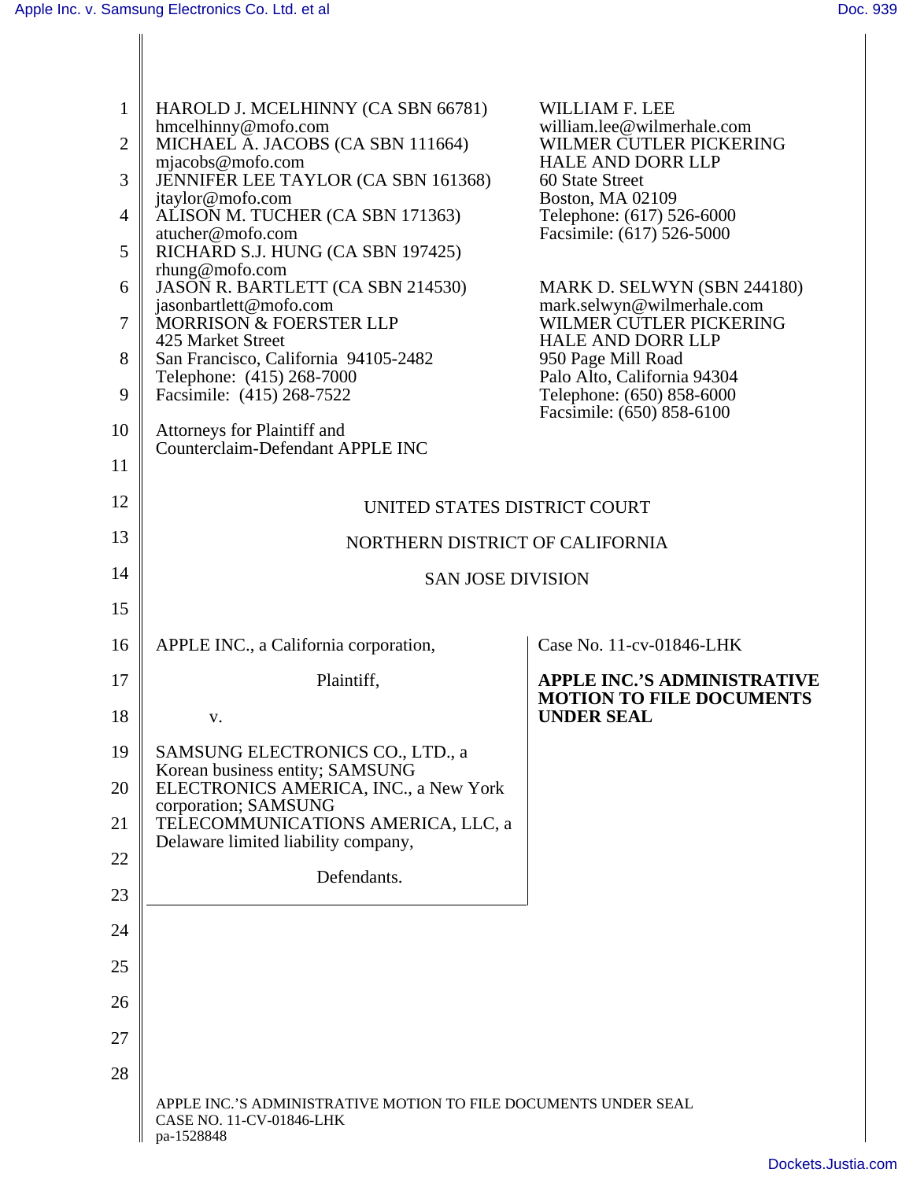HAROLD J. MCELHINNY (CA SBN 66781)
hmcelhinny@mofo.com
MICHAEL A. JACOBS (CA SBN 111664)
mjacobs@mofo.com
JENNIFER LEE TAYLOR (CA SBN 161368)
jtaylor@mofo.com
ALISON M. TUCHER (CA SBN 171363)
atucher@mofo.com
RICHARD S.J. HUNG (CA SBN 197425)
rhung@mofo.com
JASON R. BARTLETT (CA SBN 214530)
jasonbartlett@mofo.com
MORRISON & FOERSTER LLP
425 Market Street
San Francisco, California 94105-2482
Telephone: (415) 268-7000
Facsimile: (415) 268-7522

WILLIAM F. LEE
william.lee@wilmerhale.com
WILMER CUTLER PICKERING
HALE AND DORR LLP
60 State Street
Boston, MA 02109
Telephone: (617) 526-6000
Facsimile: (617) 526-5000

MARK D. SELWYN (SBN 244180)
mark.selwyn@wilmerhale.com
WILMER CUTLER PICKERING
HALE AND DORR LLP
950 Page Mill Road
Palo Alto, California 94304
Telephone: (650) 858-6000
Facsimile: (650) 858-6100

Attorneys for Plaintiff and
Counterclaim-Defendant APPLE INC

UNITED STATES DISTRICT COURT

NORTHERN DISTRICT OF CALIFORNIA

SAN JOSE DIVISION

APPLE INC., a California corporation,

Plaintiff,

v.

SAMSUNG ELECTRONICS CO., LTD., a Korean business entity; SAMSUNG ELECTRONICS AMERICA, INC., a New York corporation; SAMSUNG TELECOMMUNICATIONS AMERICA, LLC, a Delaware limited liability company,

Defendants.

Case No. 11-cv-01846-LHK

**APPLE INC.'S ADMINISTRATIVE MOTION TO FILE DOCUMENTS UNDER SEAL**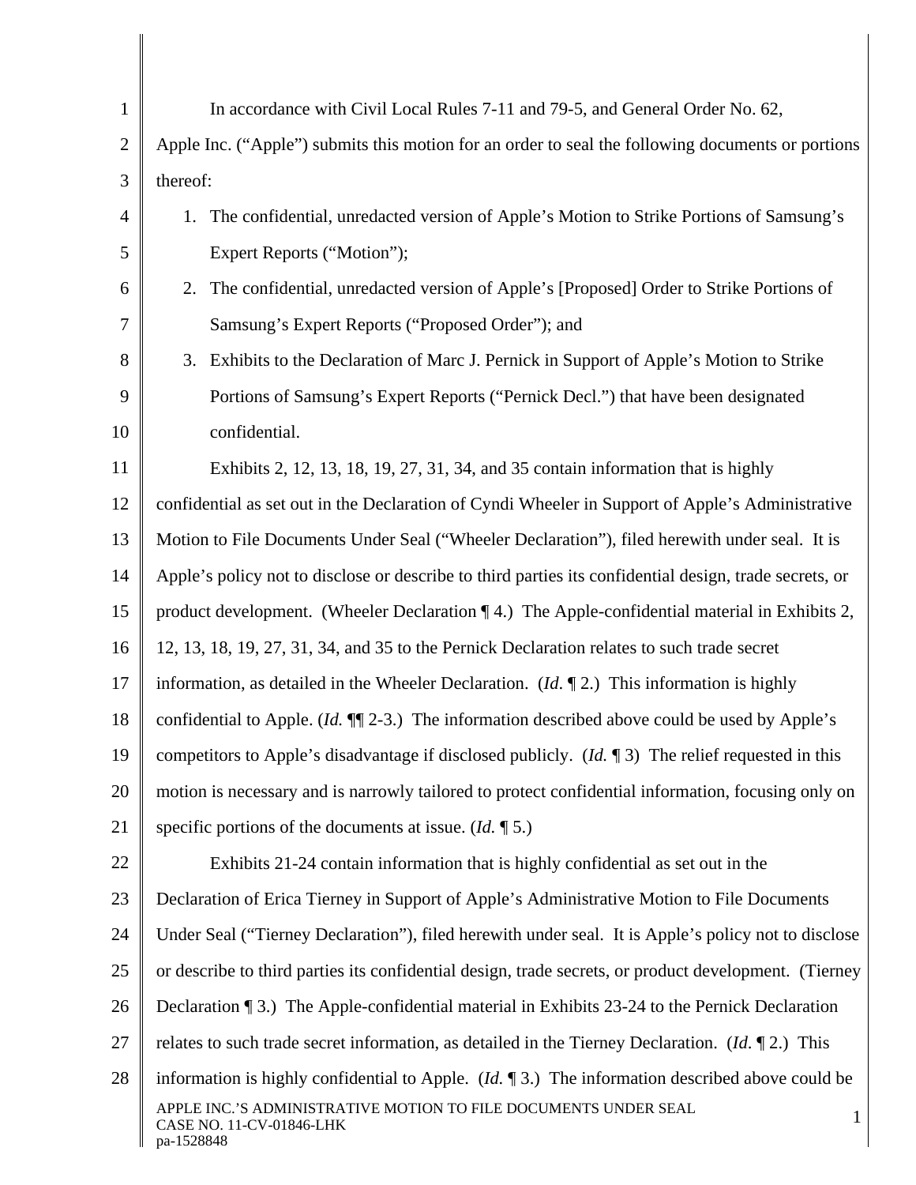In accordance with Civil Local Rules 7-11 and 79-5, and General Order No. 62, Apple Inc. ("Apple") submits this motion for an order to seal the following documents or portions thereof:

1. The confidential, unredacted version of Apple's Motion to Strike Portions of Samsung's Expert Reports ("Motion");
2. The confidential, unredacted version of Apple's [Proposed] Order to Strike Portions of Samsung's Expert Reports ("Proposed Order"); and
3. Exhibits to the Declaration of Marc J. Pernick in Support of Apple's Motion to Strike Portions of Samsung's Expert Reports ("Pernick Decl.") that have been designated confidential.

Exhibits 2, 12, 13, 18, 19, 27, 31, 34, and 35 contain information that is highly confidential as set out in the Declaration of Cyndi Wheeler in Support of Apple's Administrative Motion to File Documents Under Seal ("Wheeler Declaration"), filed herewith under seal. It is Apple's policy not to disclose or describe to third parties its confidential design, trade secrets, or product development. (Wheeler Declaration ¶ 4.) The Apple-confidential material in Exhibits 2, 12, 13, 18, 19, 27, 31, 34, and 35 to the Pernick Declaration relates to such trade secret information, as detailed in the Wheeler Declaration. (*Id.* ¶ 2.) This information is highly confidential to Apple. (*Id.* ¶¶ 2-3.) The information described above could be used by Apple's competitors to Apple's disadvantage if disclosed publicly. (*Id.* ¶ 3) The relief requested in this motion is necessary and is narrowly tailored to protect confidential information, focusing only on specific portions of the documents at issue. (*Id.* ¶ 5.)

Exhibits 21-24 contain information that is highly confidential as set out in the Declaration of Erica Tierney in Support of Apple's Administrative Motion to File Documents Under Seal ("Tierney Declaration"), filed herewith under seal. It is Apple's policy not to disclose or describe to third parties its confidential design, trade secrets, or product development. (Tierney Declaration ¶ 3.) The Apple-confidential material in Exhibits 23-24 to the Pernick Declaration relates to such trade secret information, as detailed in the Tierney Declaration. (*Id.* ¶ 2.) This information is highly confidential to Apple. (*Id.* ¶ 3.) The information described above could be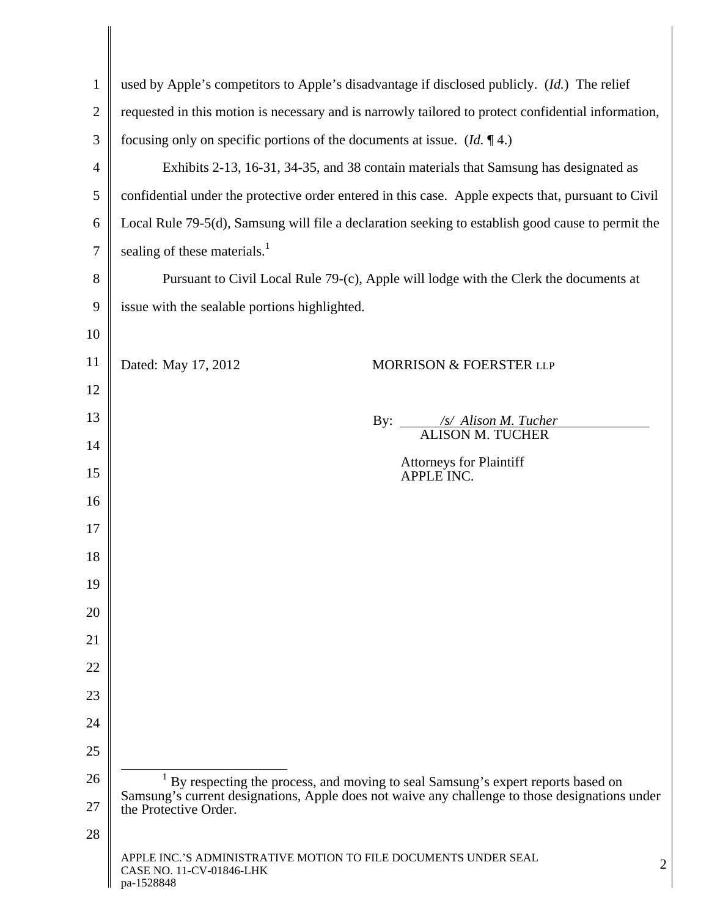used by Apple's competitors to Apple's disadvantage if disclosed publicly. (*Id.*) The relief requested in this motion is necessary and is narrowly tailored to protect confidential information, focusing only on specific portions of the documents at issue. (*Id.* ¶ 4.)

Exhibits 2-13, 16-31, 34-35, and 38 contain materials that Samsung has designated as confidential under the protective order entered in this case. Apple expects that, pursuant to Civil Local Rule 79-5(d), Samsung will file a declaration seeking to establish good cause to permit the sealing of these materials.[1]

Pursuant to Civil Local Rule 79-(c), Apple will lodge with the Clerk the documents at issue with the sealable portions highlighted.

Dated: May 17, 2012

MORRISON & FOERSTER LLP

By: */s/ Alison M. Tucher*
ALISON M. TUCHER

Attorneys for Plaintiff
APPLE INC.

---

[1] By respecting the process, and moving to seal Samsung's expert reports based on Samsung's current designations, Apple does not waive any challenge to those designations under the Protective Order.

APPLE INC.'S ADMINISTRATIVE MOTION TO FILE DOCUMENTS UNDER SEAL
CASE NO. 11-CV-01846-LHK
pa-1528848